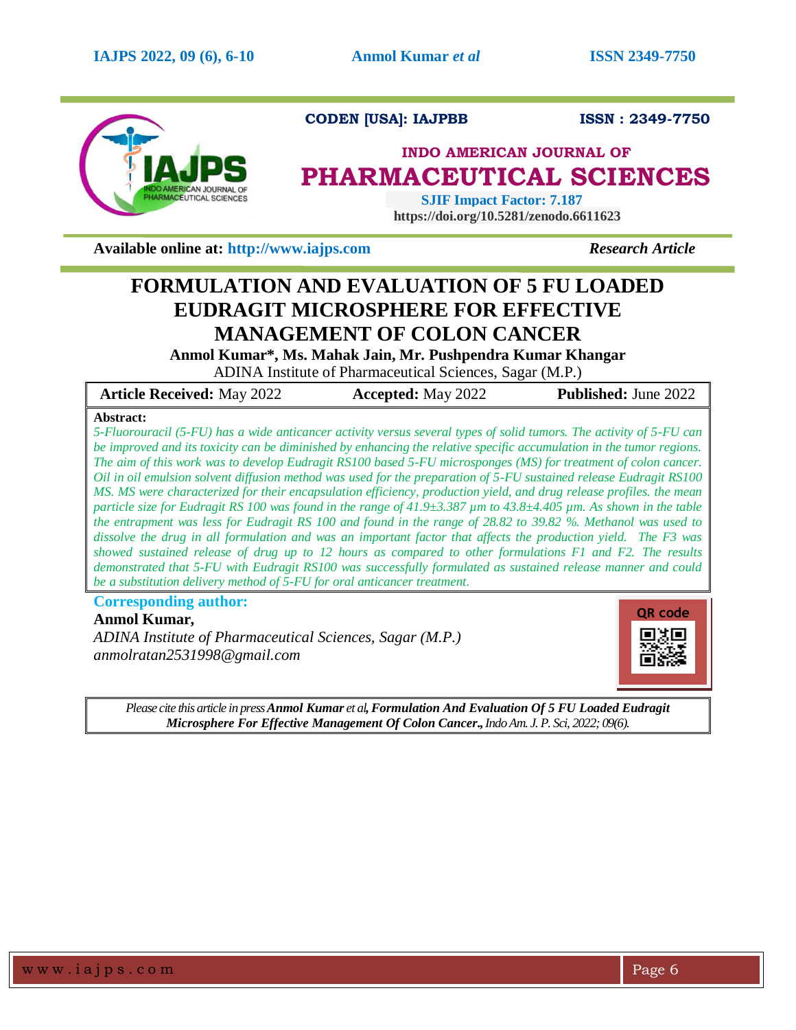CODEN [USA]: IAJPBB ISSN : 2349-7750

**INDO AMERICAN JOURNAL OF**

**PHARMACEUTICAL SCIENCES**

**SJIF Impact Factor: 7.187**

**https://doi.org/10.5281/zenodo.6611623**

**Available online at: http://www.iajps.com** *Research Article*

# FORMULATION AND EVALUATION OF 5 FU LOADED EUDRAGIT MICROSPHERE FOR EFFECTIVE MANAGEMENT OF COLON CANCER

**Anmol Kumar\*, Ms. Mahak Jain, Mr. Pushpendra Kumar Khangar**

ADINA Institute of Pharmaceutical Sciences, Sagar (M.P.)

| **Article Received:** May 2022 | **Accepted:** May 2022 | **Published:** June 2022 |
|---|---|---|

**Abstract:**

*5-Fluorouracil (5-FU) has a wide anticancer activity versus several types of solid tumors. The activity of 5-FU can be improved and its toxicity can be diminished by enhancing the relative specific accumulation in the tumor regions. The aim of this work was to develop Eudragit RS100 based 5-FU microsponges (MS) for treatment of colon cancer. Oil in oil emulsion solvent diffusion method was used for the preparation of 5-FU sustained release Eudragit RS100 MS. MS were characterized for their encapsulation efficiency, production yield, and drug release profiles. the mean particle size for Eudragit RS 100 was found in the range of 41.9±3.387 µm to 43.8±4.405 µm. As shown in the table the entrapment was less for Eudragit RS 100 and found in the range of 28.82 to 39.82 %. Methanol was used to dissolve the drug in all formulation and was an important factor that affects the production yield. The F3 was showed sustained release of drug up to 12 hours as compared to other formulations F1 and F2. The results demonstrated that 5-FU with Eudragit RS100 was successfully formulated as sustained release manner and could be a substitution delivery method of 5-FU for oral anticancer treatment.*

**Corresponding author:**

**Anmol Kumar,**

*ADINA Institute of Pharmaceutical Sciences, Sagar (M.P.)*

*anmolratan2531998@gmail.com*

*Please cite this article in press* ***Anmol Kumar*** *et al,* ***Formulation And Evaluation Of 5 FU Loaded Eudragit Microsphere For Effective Management Of Colon Cancer.,*** *Indo Am. J. P. Sci, 2022; 09(6).*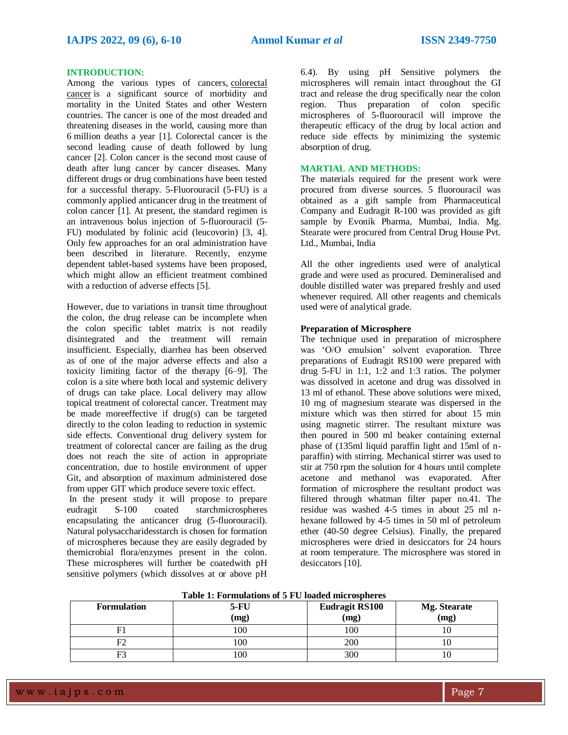## INTRODUCTION:

Among the various types of cancers, colorectal cancer is a significant source of morbidity and mortality in the United States and other Western countries. The cancer is one of the most dreaded and threatening diseases in the world, causing more than 6 million deaths a year [1]. Colorectal cancer is the second leading cause of death followed by lung cancer [2]. Colon cancer is the second most cause of death after lung cancer by cancer diseases. Many different drugs or drug combinations have been tested for a successful therapy. 5-Fluorouracil (5-FU) is a commonly applied anticancer drug in the treatment of colon cancer [1]. At present, the standard regimen is an intravenous bolus injection of 5-fluorouracil (5-FU) modulated by folinic acid (leucovorin) [3, 4]. Only few approaches for an oral administration have been described in literature. Recently, enzyme dependent tablet-based systems have been proposed, which might allow an efficient treatment combined with a reduction of adverse effects [5].

However, due to variations in transit time throughout the colon, the drug release can be incomplete when the colon specific tablet matrix is not readily disintegrated and the treatment will remain insufficient. Especially, diarrhea has been observed as of one of the major adverse effects and also a toxicity limiting factor of the therapy [6–9]. The colon is a site where both local and systemic delivery of drugs can take place. Local delivery may allow topical treatment of colorectal cancer. Treatment may be made moreeffective if drug(s) can be targeted directly to the colon leading to reduction in systemic side effects. Conventional drug delivery system for treatment of colorectal cancer are failing as the drug does not reach the site of action in appropriate concentration, due to hostile environment of upper Git, and absorption of maximum administered dose from upper GIT which produce severe toxic effect.

In the present study it will propose to prepare eudragit S-100 coated starchmicrospheres encapsulating the anticancer drug (5-fluorouracil). Natural polysaccharidesstarch is chosen for formation of microspheres because they are easily degraded by themicrobial flora/enzymes present in the colon. These microspheres will further be coatedwith pH sensitive polymers (which dissolves at or above pH 6.4). By using pH Sensitive polymers the microspheres will remain intact throughout the GI tract and release the drug specifically near the colon region. Thus preparation of colon specific microspheres of 5-fluorouracil will improve the therapeutic efficacy of the drug by local action and reduce side effects by minimizing the systemic absorption of drug.

## MARTIAL AND METHODS:

The materials required for the present work were procured from diverse sources. 5 fluorouracil was obtained as a gift sample from Pharmaceutical Company and Eudragit R-100 was provided as gift sample by Evonik Pharma, Mumbai, India. Mg. Stearate were procured from Central Drug House Pvt. Ltd., Mumbai, India

All the other ingredients used were of analytical grade and were used as procured. Demineralised and double distilled water was prepared freshly and used whenever required. All other reagents and chemicals used were of analytical grade.

### Preparation of Microsphere

The technique used in preparation of microsphere was 'O/O emulsion' solvent evaporation. Three preparations of Eudragit RS100 were prepared with drug 5-FU in 1:1, 1:2 and 1:3 ratios. The polymer was dissolved in acetone and drug was dissolved in 13 ml of ethanol. These above solutions were mixed, 10 mg of magnesium stearate was dispersed in the mixture which was then stirred for about 15 min using magnetic stirrer. The resultant mixture was then poured in 500 ml beaker containing external phase of (135ml liquid paraffin light and 15ml of n-paraffin) with stirring. Mechanical stirrer was used to stir at 750 rpm the solution for 4 hours until complete acetone and methanol was evaporated. After formation of microsphere the resultant product was filtered through whatman filter paper no.41. The residue was washed 4-5 times in about 25 ml n-hexane followed by 4-5 times in 50 ml of petroleum ether (40-50 degree Celsius). Finally, the prepared microspheres were dried in desiccators for 24 hours at room temperature. The microsphere was stored in desiccators [10].

**Table 1: Formulations of 5 FU loaded microspheres**

| Formulation | 5-FU (mg) | Eudragit RS100 (mg) | Mg. Stearate (mg) |
|---|---|---|---|
| F1 | 100 | 100 | 10 |
| F2 | 100 | 200 | 10 |
| F3 | 100 | 300 | 10 |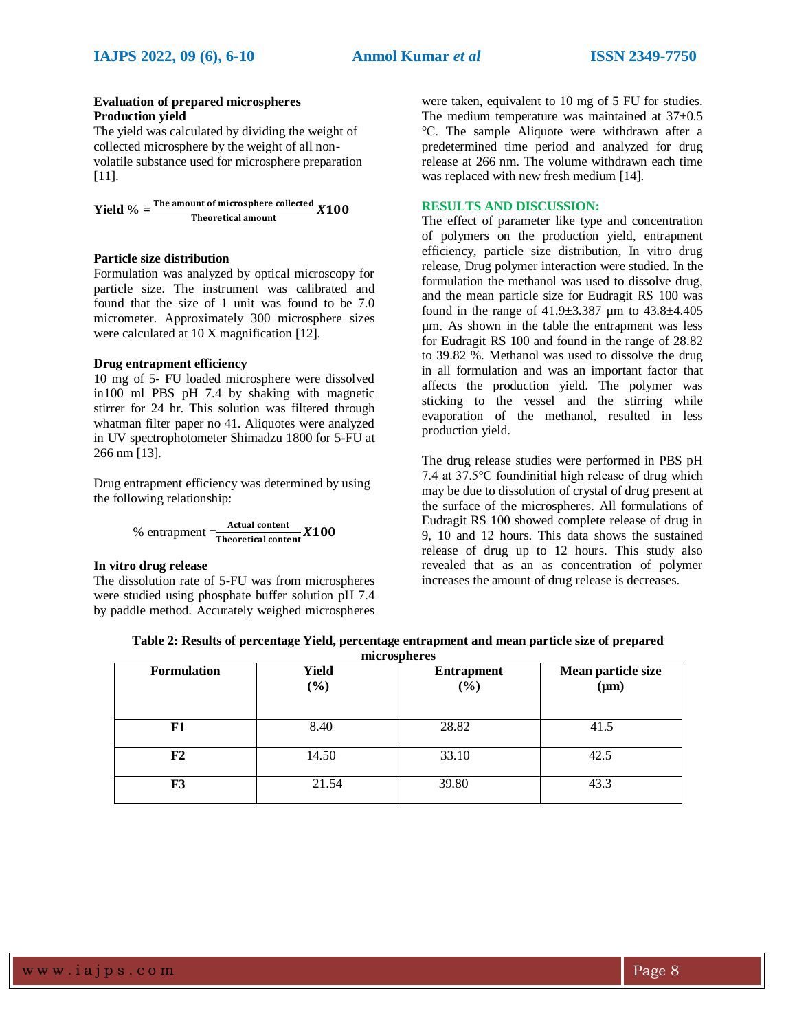### Evaluation of prepared microspheres

#### Production yield

The yield was calculated by dividing the weight of collected microsphere by the weight of all non-volatile substance used for microsphere preparation [11].

$$\text{Yield \%} = \frac{\text{The amount of microsphere collected}}{\text{Theoretical amount}} X100$$

#### Particle size distribution

Formulation was analyzed by optical microscopy for particle size. The instrument was calibrated and found that the size of 1 unit was found to be 7.0 micrometer. Approximately 300 microsphere sizes were calculated at 10 X magnification [12].

#### Drug entrapment efficiency

10 mg of 5- FU loaded microsphere were dissolved in100 ml PBS pH 7.4 by shaking with magnetic stirrer for 24 hr. This solution was filtered through whatman filter paper no 41. Aliquotes were analyzed in UV spectrophotometer Shimadzu 1800 for 5-FU at 266 nm [13].

Drug entrapment efficiency was determined by using the following relationship:

$$\text{\% entrapment} = \frac{\text{Actual content}}{\text{Theoretical content}} X100$$

#### In vitro drug release

The dissolution rate of 5-FU was from microspheres were studied using phosphate buffer solution pH 7.4 by paddle method. Accurately weighed microspheres were taken, equivalent to 10 mg of 5 FU for studies. The medium temperature was maintained at 37±0.5 °C. The sample Aliquote were withdrawn after a predetermined time period and analyzed for drug release at 266 nm. The volume withdrawn each time was replaced with new fresh medium [14].

## RESULTS AND DISCUSSION:

The effect of parameter like type and concentration of polymers on the production yield, entrapment efficiency, particle size distribution, In vitro drug release, Drug polymer interaction were studied. In the formulation the methanol was used to dissolve drug, and the mean particle size for Eudragit RS 100 was found in the range of 41.9±3.387 µm to 43.8±4.405 µm. As shown in the table the entrapment was less for Eudragit RS 100 and found in the range of 28.82 to 39.82 %. Methanol was used to dissolve the drug in all formulation and was an important factor that affects the production yield. The polymer was sticking to the vessel and the stirring while evaporation of the methanol, resulted in less production yield.

The drug release studies were performed in PBS pH 7.4 at 37.5°C foundinitial high release of drug which may be due to dissolution of crystal of drug present at the surface of the microspheres. All formulations of Eudragit RS 100 showed complete release of drug in 9, 10 and 12 hours. This data shows the sustained release of drug up to 12 hours. This study also revealed that as an as concentration of polymer increases the amount of drug release is decreases.

**Table 2: Results of percentage Yield, percentage entrapment and mean particle size of prepared microspheres**

| Formulation | Yield (%) | Entrapment (%) | Mean particle size (µm) |
|---|---|---|---|
| **F1** | 8.40 | 28.82 | 41.5 |
| **F2** | 14.50 | 33.10 | 42.5 |
| **F3** | 21.54 | 39.80 | 43.3 |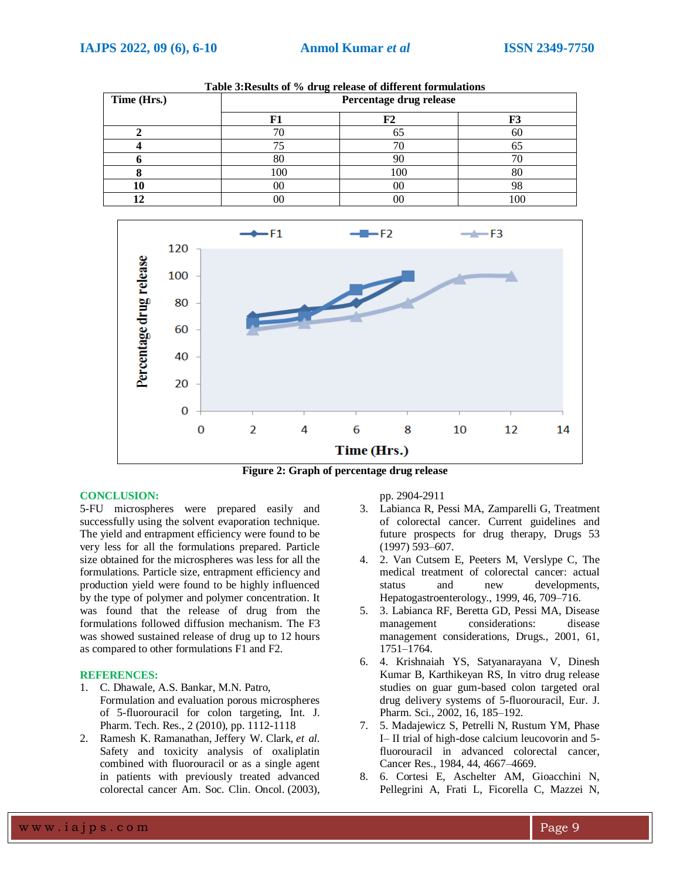**Table 3:Results of % drug release of different formulations**

| Time (Hrs.) | Percentage drug release | | |
|---|---|---|---|
| | F1 | F2 | F3 |
| **2** | 70 | 65 | 60 |
| **4** | 75 | 70 | 65 |
| **6** | 80 | 90 | 70 |
| **8** | 100 | 100 | 80 |
| **10** | 00 | 00 | 98 |
| **12** | 00 | 00 | 100 |

**Figure 2: Graph of percentage drug release**

## CONCLUSION:

5-FU microspheres were prepared easily and successfully using the solvent evaporation technique. The yield and entrapment efficiency were found to be very less for all the formulations prepared. Particle size obtained for the microspheres was less for all the formulations. Particle size, entrapment efficiency and production yield were found to be highly influenced by the type of polymer and polymer concentration. It was found that the release of drug from the formulations followed diffusion mechanism. The F3 was showed sustained release of drug up to 12 hours as compared to other formulations F1 and F2.

## REFERENCES:

1. C. Dhawale, A.S. Bankar, M.N. Patro, Formulation and evaluation porous microspheres of 5-fluorouracil for colon targeting, Int. J. Pharm. Tech. Res., 2 (2010), pp. 1112-1118
2. Ramesh K. Ramanathan, Jeffery W. Clark, *et al.* Safety and toxicity analysis of oxaliplatin combined with fluorouracil or as a single agent in patients with previously treated advanced colorectal cancer Am. Soc. Clin. Oncol. (2003), pp. 2904-2911
3. Labianca R, Pessi MA, Zamparelli G, Treatment of colorectal cancer. Current guidelines and future prospects for drug therapy, Drugs 53 (1997) 593–607.
4. 2. Van Cutsem E, Peeters M, Verslype C, The medical treatment of colorectal cancer: actual status and new developments, Hepatogastroenterology., 1999, 46, 709–716.
5. 3. Labianca RF, Beretta GD, Pessi MA, Disease management considerations: disease management considerations, Drugs., 2001, 61, 1751–1764.
6. 4. Krishnaiah YS, Satyanarayana V, Dinesh Kumar B, Karthikeyan RS, In vitro drug release studies on guar gum-based colon targeted oral drug delivery systems of 5-fluorouracil, Eur. J. Pharm. Sci., 2002, 16, 185–192.
7. 5. Madajewicz S, Petrelli N, Rustum YM, Phase I– II trial of high-dose calcium leucovorin and 5-fluorouracil in advanced colorectal cancer, Cancer Res., 1984, 44, 4667–4669.
8. 6. Cortesi E, Aschelter AM, Gioacchini N, Pellegrini A, Frati L, Ficorella C, Mazzei N,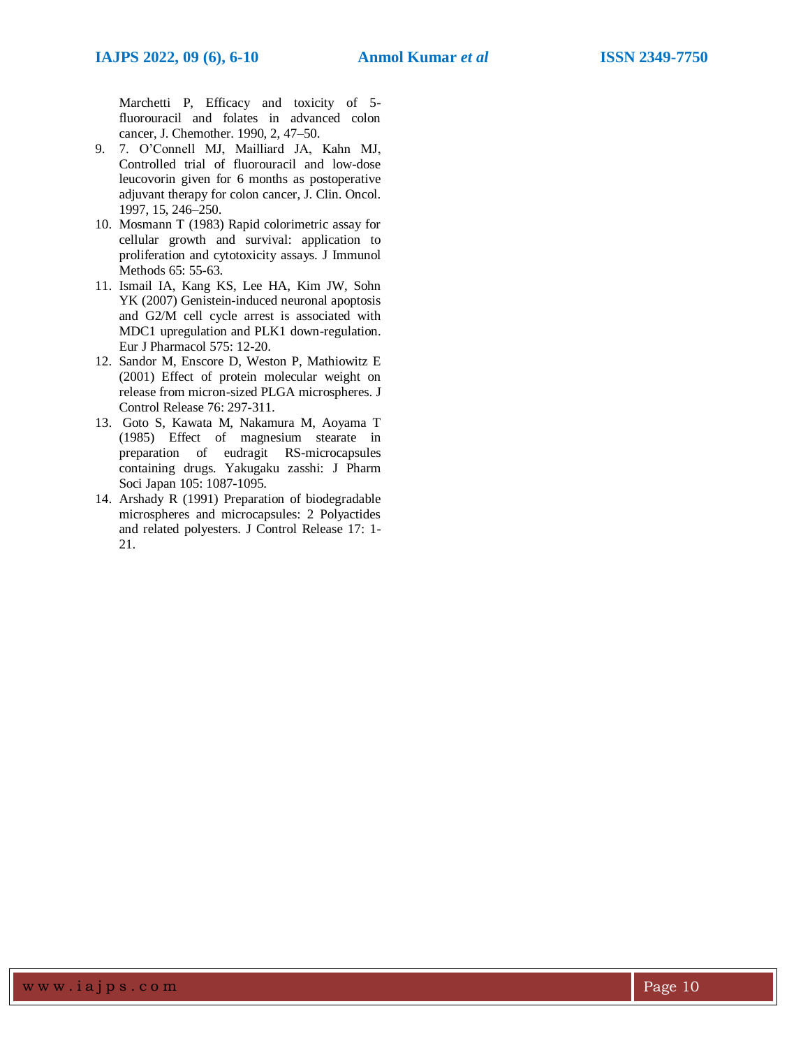Marchetti P, Efficacy and toxicity of 5-fluorouracil and folates in advanced colon cancer, J. Chemother. 1990, 2, 47–50.

9. 7. O'Connell MJ, Mailliard JA, Kahn MJ, Controlled trial of fluorouracil and low-dose leucovorin given for 6 months as postoperative adjuvant therapy for colon cancer, J. Clin. Oncol. 1997, 15, 246–250.
10. Mosmann T (1983) Rapid colorimetric assay for cellular growth and survival: application to proliferation and cytotoxicity assays. J Immunol Methods 65: 55-63.
11. Ismail IA, Kang KS, Lee HA, Kim JW, Sohn YK (2007) Genistein-induced neuronal apoptosis and G2/M cell cycle arrest is associated with MDC1 upregulation and PLK1 down-regulation. Eur J Pharmacol 575: 12-20.
12. Sandor M, Enscore D, Weston P, Mathiowitz E (2001) Effect of protein molecular weight on release from micron-sized PLGA microspheres. J Control Release 76: 297-311.
13. Goto S, Kawata M, Nakamura M, Aoyama T (1985) Effect of magnesium stearate in preparation of eudragit RS-microcapsules containing drugs. Yakugaku zasshi: J Pharm Soci Japan 105: 1087-1095.
14. Arshady R (1991) Preparation of biodegradable microspheres and microcapsules: 2 Polyactides and related polyesters. J Control Release 17: 1-21.